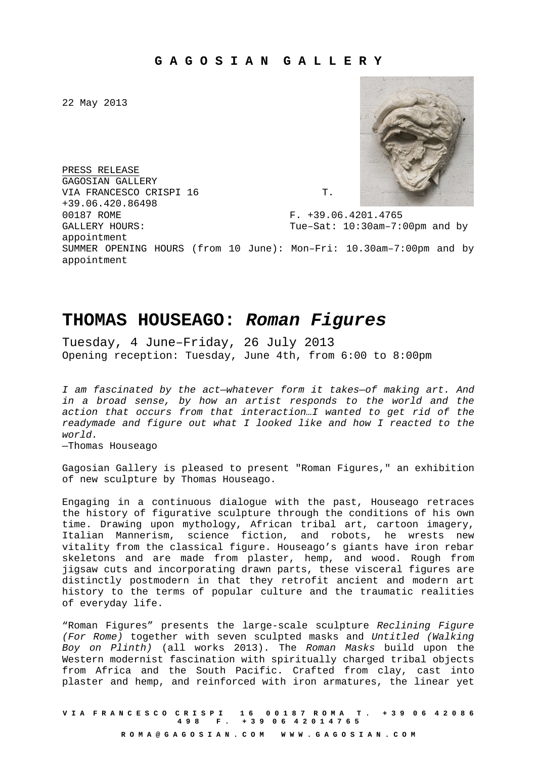**G A G O S I A N  G A L L E R Y**

22 May 2013

PRESS RELEASE
GAGOSIAN GALLERY
VIA FRANCESCO CRISPI 16 T. +39.06.420.86498
00187 ROME F. +39.06.4201.4765
GALLERY HOURS: Tue–Sat: 10:30am–7:00pm and by appointment
SUMMER OPENING HOURS (from 10 June): Mon–Fri: 10.30am–7:00pm and by appointment

# THOMAS HOUSEAGO: *Roman Figures*

Tuesday, 4 June–Friday, 26 July 2013
Opening reception: Tuesday, June 4th, from 6:00 to 8:00pm

*I am fascinated by the act—whatever form it takes—of making art. And in a broad sense, by how an artist responds to the world and the action that occurs from that interaction…I wanted to get rid of the readymade and figure out what I looked like and how I reacted to the world.*
—Thomas Houseago

Gagosian Gallery is pleased to present "Roman Figures," an exhibition of new sculpture by Thomas Houseago.

Engaging in a continuous dialogue with the past, Houseago retraces the history of figurative sculpture through the conditions of his own time. Drawing upon mythology, African tribal art, cartoon imagery, Italian Mannerism, science fiction, and robots, he wrests new vitality from the classical figure. Houseago's giants have iron rebar skeletons and are made from plaster, hemp, and wood. Rough from jigsaw cuts and incorporating drawn parts, these visceral figures are distinctly postmodern in that they retrofit ancient and modern art history to the terms of popular culture and the traumatic realities of everyday life.

"Roman Figures" presents the large-scale sculpture *Reclining Figure (For Rome)* together with seven sculpted masks and *Untitled (Walking Boy on Plinth)* (all works 2013). The *Roman Masks* build upon the Western modernist fascination with spiritually charged tribal objects from Africa and the South Pacific. Crafted from clay, cast into plaster and hemp, and reinforced with iron armatures, the linear yet

V I A F R A N C E S C O C R I S P I 1 6 0 0 1 8 7 R O M A T . + 3 9 0 6 4 2 0 8 6 4 9 8 F . + 3 9 0 6 4 2 0 1 4 7 6 5
R O M A @ G A G O S I A N . C O M W W W . G A G O S I A N . C O M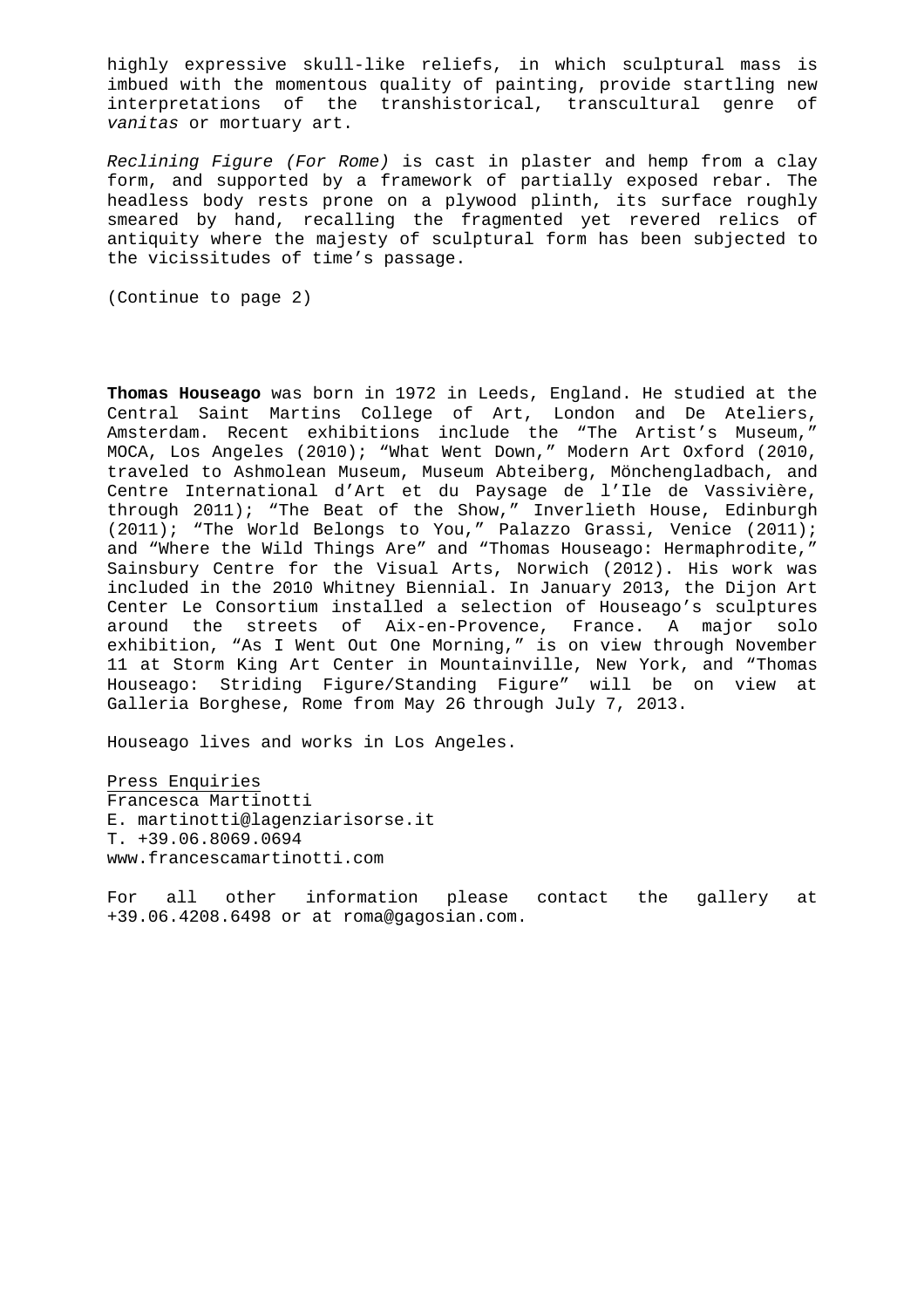highly expressive skull-like reliefs, in which sculptural mass is imbued with the momentous quality of painting, provide startling new interpretations of the transhistorical, transcultural genre of *vanitas* or mortuary art.

*Reclining Figure (For Rome)* is cast in plaster and hemp from a clay form, and supported by a framework of partially exposed rebar. The headless body rests prone on a plywood plinth, its surface roughly smeared by hand, recalling the fragmented yet revered relics of antiquity where the majesty of sculptural form has been subjected to the vicissitudes of time's passage.

(Continue to page 2)

**Thomas Houseago** was born in 1972 in Leeds, England. He studied at the Central Saint Martins College of Art, London and De Ateliers, Amsterdam. Recent exhibitions include the "The Artist's Museum," MOCA, Los Angeles (2010); "What Went Down," Modern Art Oxford (2010, traveled to Ashmolean Museum, Museum Abteiberg, Mönchengladbach, and Centre International d'Art et du Paysage de l'Ile de Vassivière, through 2011); "The Beat of the Show," Inverlieth House, Edinburgh (2011); "The World Belongs to You," Palazzo Grassi, Venice (2011); and "Where the Wild Things Are" and "Thomas Houseago: Hermaphrodite," Sainsbury Centre for the Visual Arts, Norwich (2012). His work was included in the 2010 Whitney Biennial. In January 2013, the Dijon Art Center Le Consortium installed a selection of Houseago's sculptures around the streets of Aix-en-Provence, France. A major solo exhibition, "As I Went Out One Morning," is on view through November 11 at Storm King Art Center in Mountainville, New York, and "Thomas Houseago: Striding Figure/Standing Figure" will be on view at Galleria Borghese, Rome from May 26 through July 7, 2013.

Houseago lives and works in Los Angeles.

Press Enquiries
Francesca Martinotti
E. martinotti@lagenziarisorse.it
T. +39.06.8069.0694
www.francescamartinotti.com

For all other information please contact the gallery at +39.06.4208.6498 or at roma@gagosian.com.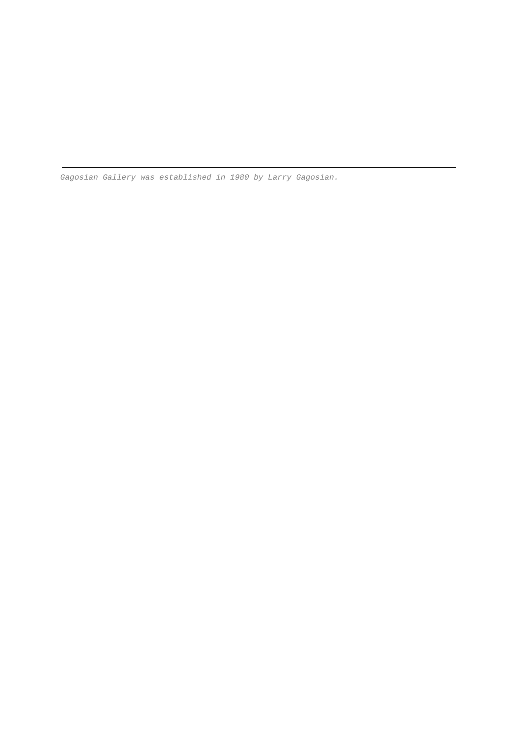---

*Gagosian Gallery was established in 1980 by Larry Gagosian.*